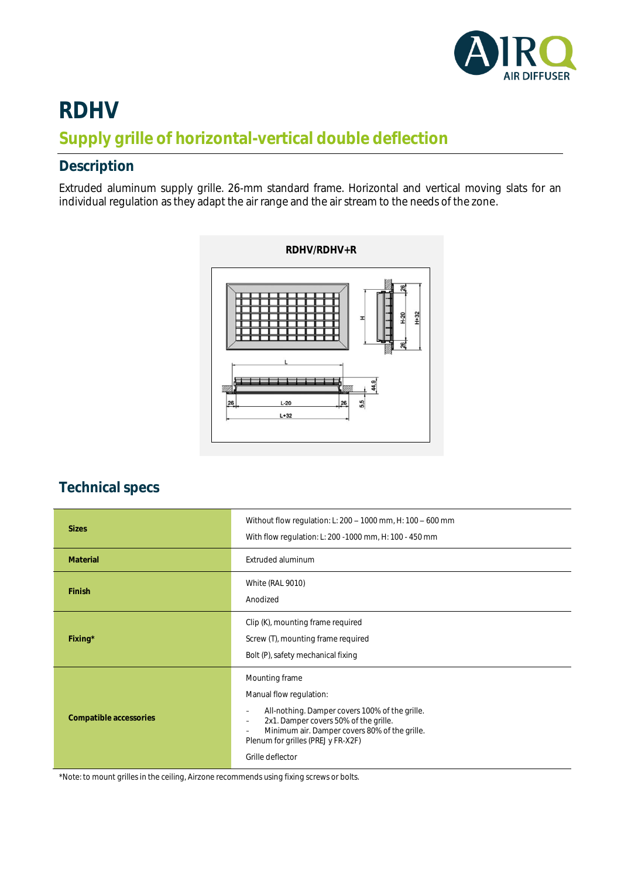# RDHV

## Supply grille of horizontal-vertical double deflection

### Description

Extruded aluminum supply grille. 26-mm standard frame. Horizontal and vertical moving slats for an individual regulation as they adapt the air range and the air stream to the needs of the zone.

RDHV/RDHV+R

### Technical specs

| | |
|---|---|
| **Sizes** | Without flow regulation: L: 200 – 1000 mm, H: 100 – 600 mm<br>With flow regulation: L: 200 -1000 mm, H: 100 - 450 mm |
| **Material** | Extruded aluminum |
| **Finish** | White (RAL 9010)<br>Anodized |
| **Fixing*** | Clip (K), mounting frame required<br>Screw (T), mounting frame required<br>Bolt (P), safety mechanical fixing |
| **Compatible accessories** | Mounting frame<br>Manual flow regulation:<br>- All-nothing. Damper covers 100% of the grille.<br>- 2x1. Damper covers 50% of the grille.<br>- Minimum air. Damper covers 80% of the grille.<br>Plenum for grilles (PREJ y FR-X2F)<br>Grille deflector |

*Note: to mount grilles in the ceiling, Airzone recommends using fixing screws or bolts.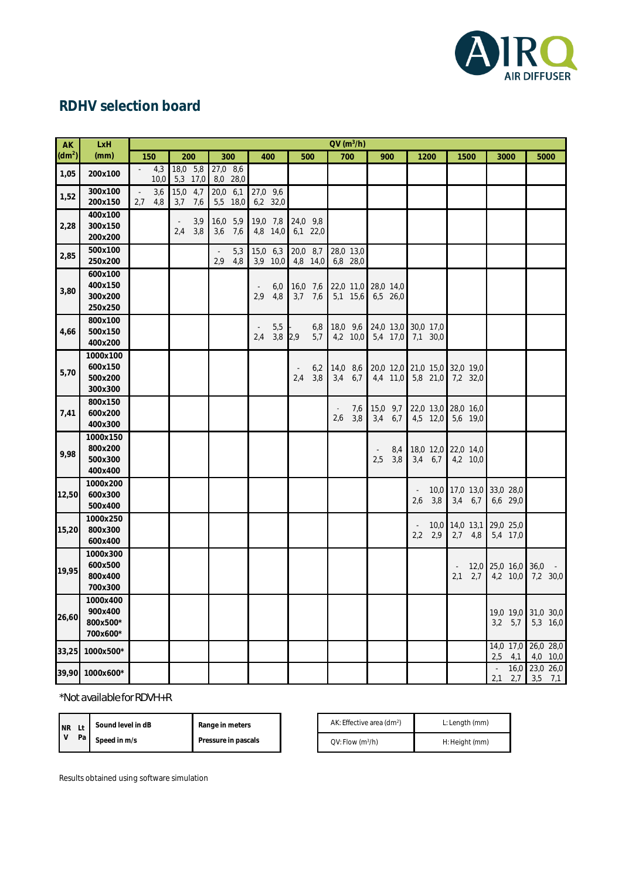# RDHV selection board

| AK ($dm^2$) | LxH (mm) | QV ($m^3/h$) | | | | | | | | | | |
|---|---|---|---|---|---|---|---|---|---|---|---|---|
| | | 150 | 200 | 300 | 400 | 500 | 700 | 900 | 1200 | 1500 | 3000 | 5000 |
| 1,05 | 200x100 | - 4,3 / 10,0 | 18,0 5,8 / 5,3 17,0 | 27,0 8,6 / 8,0 28,0 | | | | | | | | |
| 1,52 | 300x100 200x150 | - 3,6 / 2,7 4,8 | 15,0 4,7 / 3,7 7,6 | 20,0 6,1 / 5,5 18,0 | 27,0 9,6 / 6,2 32,0 | | | | | | | |
| 2,28 | 400x100 300x150 200x200 | | - 3,9 / 2,4 3,8 | 16,0 5,9 / 3,6 7,6 | 19,0 7,8 / 4,8 14,0 | 24,0 9,8 / 6,1 22,0 | | | | | | |
| 2,85 | 500x100 250x200 | | | - 5,3 / 2,9 4,8 | 15,0 6,3 / 3,9 10,0 | 20,0 8,7 / 4,8 14,0 | 28,0 13,0 / 6,8 28,0 | | | | | |
| 3,80 | 600x100 400x150 300x200 250x250 | | | | - 6,0 / 2,9 4,8 | 16,0 7,6 / 3,7 7,6 | 22,0 11,0 / 5,1 15,6 | 28,0 14,0 / 6,5 26,0 | | | | |
| 4,66 | 800x100 500x150 400x200 | | | | - 5,5 / 2,4 3,8 | - 6,8 / 2,9 5,7 | 18,0 9,6 / 4,2 10,0 | 24,0 13,0 / 5,4 17,0 | 30,0 17,0 / 7,1 30,0 | | | |
| 5,70 | 1000x100 600x150 500x200 300x300 | | | | | - 6,2 / 2,4 3,8 | 14,0 8,6 / 3,4 6,7 | 20,0 12,0 / 4,4 11,0 | 21,0 15,0 / 5,8 21,0 | 32,0 19,0 / 7,2 32,0 | | |
| 7,41 | 800x150 600x200 400x300 | | | | | | - 7,6 / 2,6 3,8 | 15,0 9,7 / 3,4 6,7 | 22,0 13,0 / 4,5 12,0 | 28,0 16,0 / 5,6 19,0 | | |
| 9,98 | 1000x150 800x200 500x300 400x400 | | | | | | | - 8,4 / 2,5 3,8 | 18,0 12,0 / 3,4 6,7 | 22,0 14,0 / 4,2 10,0 | | |
| 12,50 | 1000x200 600x300 500x400 | | | | | | | | - 10,0 / 2,6 3,8 | 17,0 13,0 / 3,4 6,7 | 33,0 28,0 / 6,6 29,0 | |
| 15,20 | 1000x250 800x300 600x400 | | | | | | | | - 10,0 / 2,2 2,9 | 14,0 13,1 / 2,7 4,8 | 29,0 25,0 / 5,4 17,0 | |
| 19,95 | 1000x300 600x500 800x400 700x300 | | | | | | | | | - 12,0 / 2,1 2,7 | 25,0 16,0 / 4,2 10,0 | 36,0 - / 7,2 30,0 |
| 26,60 | 1000x400 900x400 800x500* 700x600* | | | | | | | | | | 19,0 19,0 / 3,2 5,7 | 31,0 30,0 / 5,3 16,0 |
| 33,25 | 1000x500* | | | | | | | | | | 14,0 17,0 / 2,5 4,1 | 26,0 28,0 / 4,0 10,0 |
| 39,90 | 1000x600* | | | | | | | | | | - 16,0 / 2,1 2,7 | 23,0 26,0 / 3,5 7,1 |

*Not available for RDVH+R

| NR Lt / V Pa | | |
|---|---|---|
| NR | Sound level in dB | |
| Lt | | Range in meters |
| V | Speed in m/s | |
| Pa | | Pressure in pascals |

| | |
|---|---|
| AK: Effective area ($dm^2$) | L: Length (mm) |
| QV: Flow ($m^3/h$) | H: Height (mm) |

Results obtained using software simulation